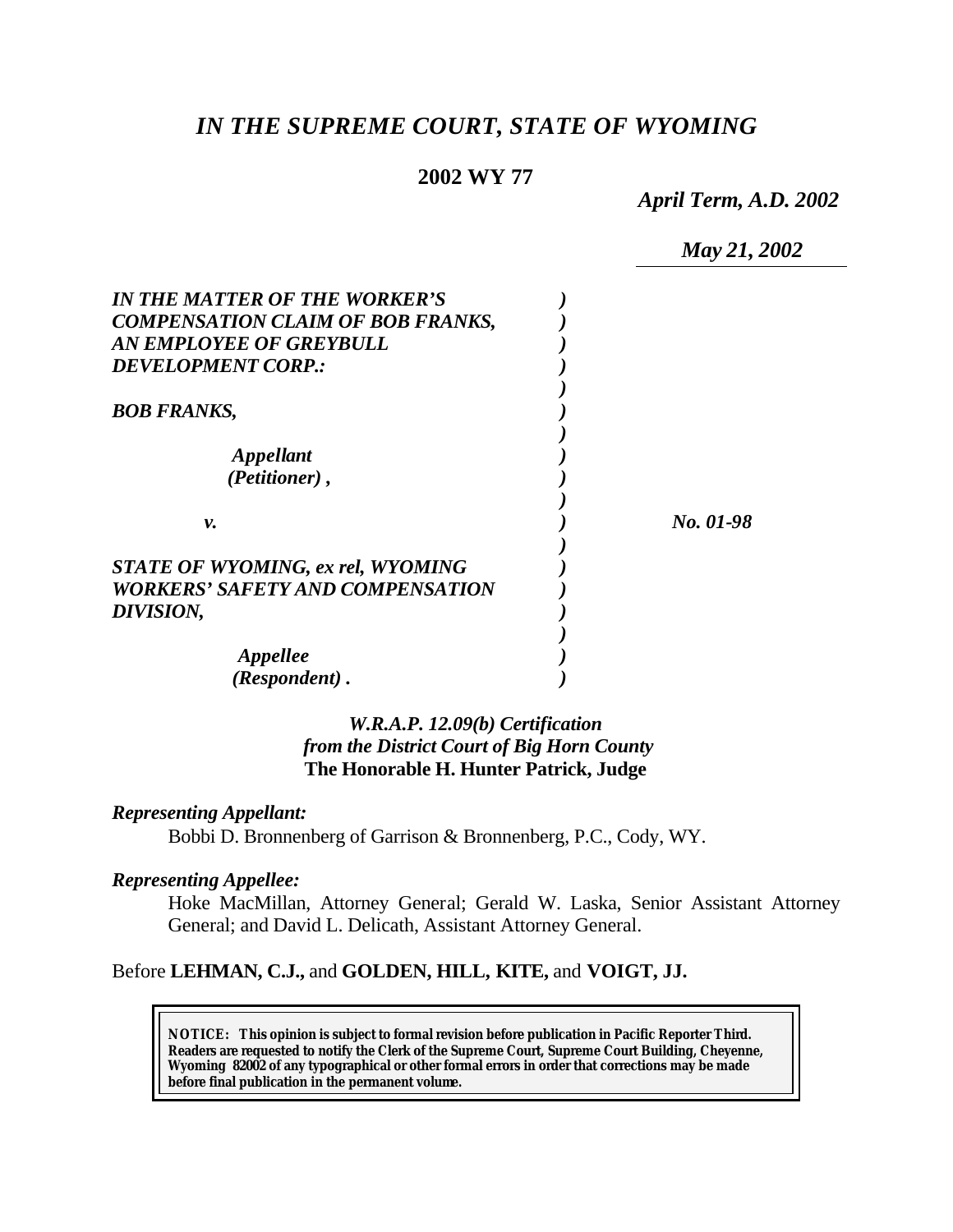# *IN THE SUPREME COURT, STATE OF WYOMING*

**2002 WY 77**

*April Term, A.D. 2002*

*May 21, 2002*

| | | |
|---|---|---|
| ***IN THE MATTER OF THE WORKER'S COMPENSATION CLAIM OF BOB FRANKS, AN EMPLOYEE OF GREYBULL DEVELOPMENT CORP.:*** | ) | |
| ***BOB FRANKS,*** | ) | |
| ***Appellant (Petitioner) ,*** | ) | |
| ***v.*** | ) | ***No. 01-98*** |
| ***STATE OF WYOMING, ex rel, WYOMING WORKERS' SAFETY AND COMPENSATION DIVISION,*** | ) | |
| ***Appellee (Respondent) .*** | ) | |

*W.R.A.P. 12.09(b) Certification from the District Court of Big Horn County*
**The Honorable H. Hunter Patrick, Judge**

***Representing Appellant:***

Bobbi D. Bronnenberg of Garrison & Bronnenberg, P.C., Cody, WY.

***Representing Appellee:***

Hoke MacMillan, Attorney General; Gerald W. Laska, Senior Assistant Attorney General; and David L. Delicath, Assistant Attorney General.

Before **LEHMAN, C.J.,** and **GOLDEN, HILL, KITE,** and **VOIGT, JJ.**

**NOTICE: This opinion is subject to formal revision before publication in Pacific Reporter Third. Readers are requested to notify the Clerk of the Supreme Court, Supreme Court Building, Cheyenne, Wyoming 82002 of any typographical or other formal errors in order that corrections may be made before final publication in the permanent volume.**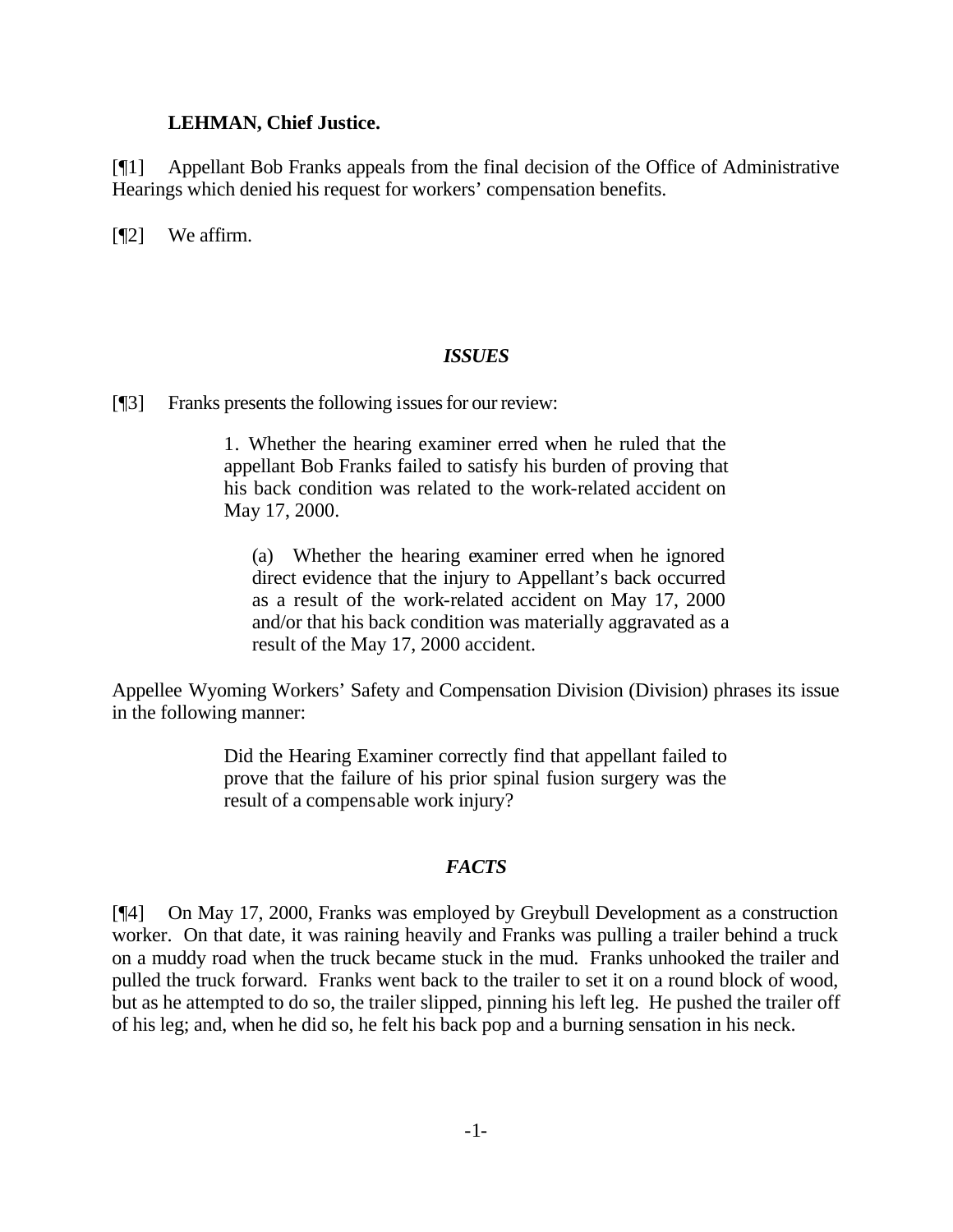**LEHMAN, Chief Justice.**

[¶1] Appellant Bob Franks appeals from the final decision of the Office of Administrative Hearings which denied his request for workers' compensation benefits.

[¶2] We affirm.

## *ISSUES*

[¶3] Franks presents the following issues for our review:

> 1. Whether the hearing examiner erred when he ruled that the appellant Bob Franks failed to satisfy his burden of proving that his back condition was related to the work-related accident on May 17, 2000.
>
> (a) Whether the hearing examiner erred when he ignored direct evidence that the injury to Appellant's back occurred as a result of the work-related accident on May 17, 2000 and/or that his back condition was materially aggravated as a result of the May 17, 2000 accident.

Appellee Wyoming Workers' Safety and Compensation Division (Division) phrases its issue in the following manner:

> Did the Hearing Examiner correctly find that appellant failed to prove that the failure of his prior spinal fusion surgery was the result of a compensable work injury?

## *FACTS*

[¶4] On May 17, 2000, Franks was employed by Greybull Development as a construction worker. On that date, it was raining heavily and Franks was pulling a trailer behind a truck on a muddy road when the truck became stuck in the mud. Franks unhooked the trailer and pulled the truck forward. Franks went back to the trailer to set it on a round block of wood, but as he attempted to do so, the trailer slipped, pinning his left leg. He pushed the trailer off of his leg; and, when he did so, he felt his back pop and a burning sensation in his neck.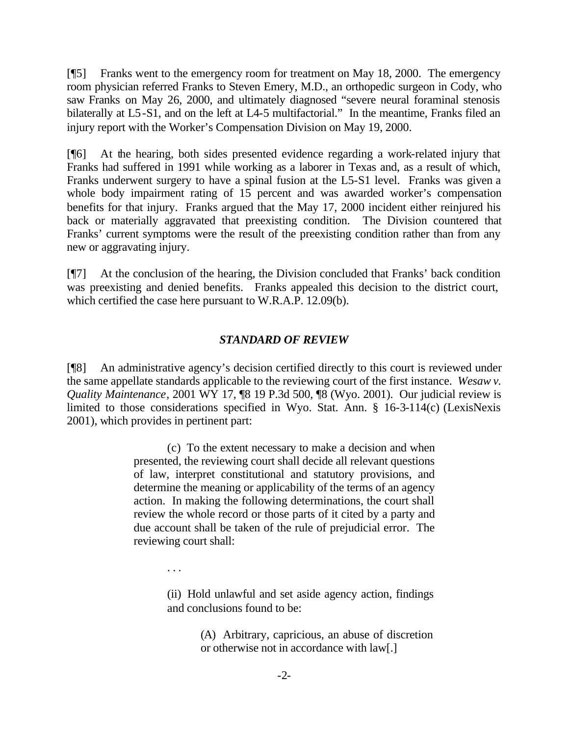[¶5] Franks went to the emergency room for treatment on May 18, 2000. The emergency room physician referred Franks to Steven Emery, M.D., an orthopedic surgeon in Cody, who saw Franks on May 26, 2000, and ultimately diagnosed "severe neural foraminal stenosis bilaterally at L5-S1, and on the left at L4-5 multifactorial." In the meantime, Franks filed an injury report with the Worker's Compensation Division on May 19, 2000.

[¶6] At the hearing, both sides presented evidence regarding a work-related injury that Franks had suffered in 1991 while working as a laborer in Texas and, as a result of which, Franks underwent surgery to have a spinal fusion at the L5-S1 level. Franks was given a whole body impairment rating of 15 percent and was awarded worker's compensation benefits for that injury. Franks argued that the May 17, 2000 incident either reinjured his back or materially aggravated that preexisting condition. The Division countered that Franks' current symptoms were the result of the preexisting condition rather than from any new or aggravating injury.

[¶7] At the conclusion of the hearing, the Division concluded that Franks' back condition was preexisting and denied benefits. Franks appealed this decision to the district court, which certified the case here pursuant to W.R.A.P. 12.09(b).

### *STANDARD OF REVIEW*

[¶8] An administrative agency's decision certified directly to this court is reviewed under the same appellate standards applicable to the reviewing court of the first instance. *Wesaw v. Quality Maintenance*, 2001 WY 17, ¶8 19 P.3d 500, ¶8 (Wyo. 2001). Our judicial review is limited to those considerations specified in Wyo. Stat. Ann. § 16-3-114(c) (LexisNexis 2001), which provides in pertinent part:

> (c) To the extent necessary to make a decision and when presented, the reviewing court shall decide all relevant questions of law, interpret constitutional and statutory provisions, and determine the meaning or applicability of the terms of an agency action. In making the following determinations, the court shall review the whole record or those parts of it cited by a party and due account shall be taken of the rule of prejudicial error. The reviewing court shall:
>
> . . .
>
> (ii) Hold unlawful and set aside agency action, findings and conclusions found to be:
>
> (A) Arbitrary, capricious, an abuse of discretion or otherwise not in accordance with law[.]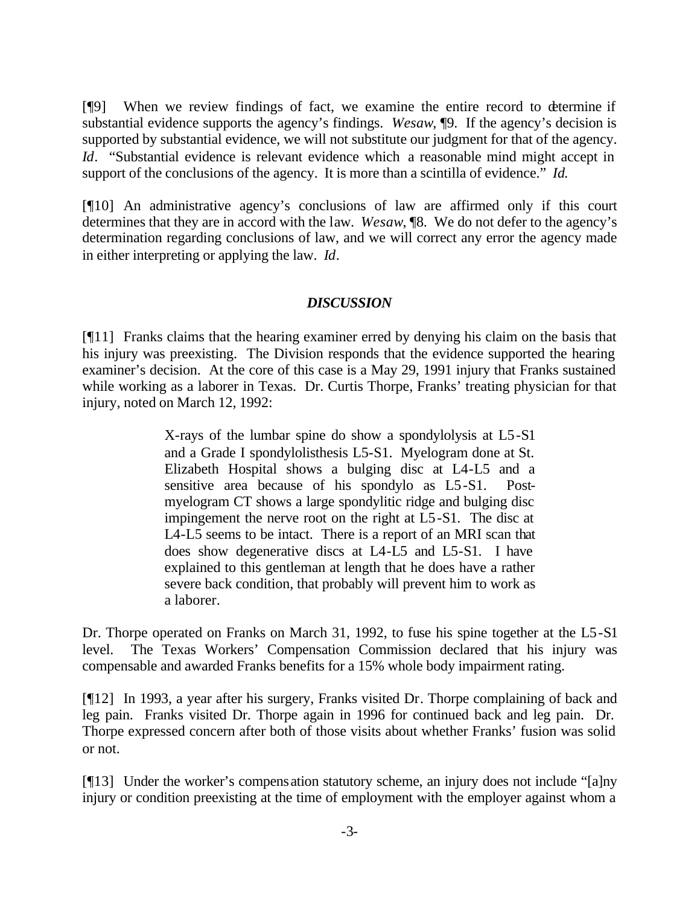[¶9] When we review findings of fact, we examine the entire record to determine if substantial evidence supports the agency's findings. *Wesaw*, ¶9. If the agency's decision is supported by substantial evidence, we will not substitute our judgment for that of the agency. *Id*. "Substantial evidence is relevant evidence which a reasonable mind might accept in support of the conclusions of the agency. It is more than a scintilla of evidence." *Id.*

[¶10] An administrative agency's conclusions of law are affirmed only if this court determines that they are in accord with the law. *Wesaw*, ¶8. We do not defer to the agency's determination regarding conclusions of law, and we will correct any error the agency made in either interpreting or applying the law. *Id*.

### *DISCUSSION*

[¶11] Franks claims that the hearing examiner erred by denying his claim on the basis that his injury was preexisting. The Division responds that the evidence supported the hearing examiner's decision. At the core of this case is a May 29, 1991 injury that Franks sustained while working as a laborer in Texas. Dr. Curtis Thorpe, Franks' treating physician for that injury, noted on March 12, 1992:

> X-rays of the lumbar spine do show a spondylolysis at L5-S1 and a Grade I spondylolisthesis L5-S1. Myelogram done at St. Elizabeth Hospital shows a bulging disc at L4-L5 and a sensitive area because of his spondylo as L5-S1. Post-myelogram CT shows a large spondylitic ridge and bulging disc impingement the nerve root on the right at L5-S1. The disc at L4-L5 seems to be intact. There is a report of an MRI scan that does show degenerative discs at L4-L5 and L5-S1. I have explained to this gentleman at length that he does have a rather severe back condition, that probably will prevent him to work as a laborer.

Dr. Thorpe operated on Franks on March 31, 1992, to fuse his spine together at the L5-S1 level. The Texas Workers' Compensation Commission declared that his injury was compensable and awarded Franks benefits for a 15% whole body impairment rating.

[¶12] In 1993, a year after his surgery, Franks visited Dr. Thorpe complaining of back and leg pain. Franks visited Dr. Thorpe again in 1996 for continued back and leg pain. Dr. Thorpe expressed concern after both of those visits about whether Franks' fusion was solid or not.

[¶13] Under the worker's compensation statutory scheme, an injury does not include "[a]ny injury or condition preexisting at the time of employment with the employer against whom a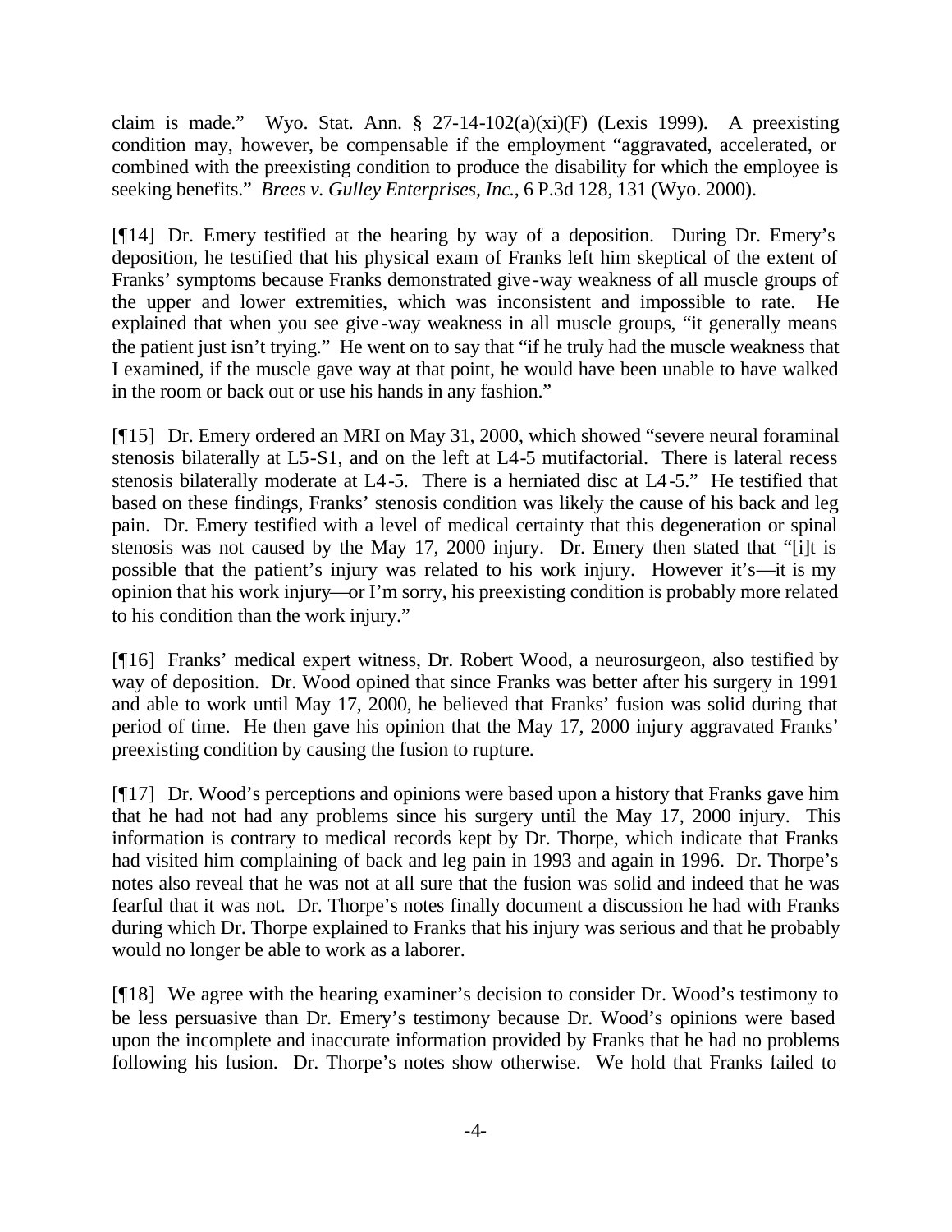claim is made." Wyo. Stat. Ann. § 27-14-102(a)(xi)(F) (Lexis 1999). A preexisting condition may, however, be compensable if the employment "aggravated, accelerated, or combined with the preexisting condition to produce the disability for which the employee is seeking benefits." *Brees v. Gulley Enterprises, Inc.*, 6 P.3d 128, 131 (Wyo. 2000).

[¶14] Dr. Emery testified at the hearing by way of a deposition. During Dr. Emery's deposition, he testified that his physical exam of Franks left him skeptical of the extent of Franks' symptoms because Franks demonstrated give-way weakness of all muscle groups of the upper and lower extremities, which was inconsistent and impossible to rate. He explained that when you see give-way weakness in all muscle groups, "it generally means the patient just isn't trying." He went on to say that "if he truly had the muscle weakness that I examined, if the muscle gave way at that point, he would have been unable to have walked in the room or back out or use his hands in any fashion."

[¶15] Dr. Emery ordered an MRI on May 31, 2000, which showed "severe neural foraminal stenosis bilaterally at L5-S1, and on the left at L4-5 mutifactorial. There is lateral recess stenosis bilaterally moderate at L4-5. There is a herniated disc at L4-5." He testified that based on these findings, Franks' stenosis condition was likely the cause of his back and leg pain. Dr. Emery testified with a level of medical certainty that this degeneration or spinal stenosis was not caused by the May 17, 2000 injury. Dr. Emery then stated that "[i]t is possible that the patient's injury was related to his work injury. However it's—it is my opinion that his work injury—or I'm sorry, his preexisting condition is probably more related to his condition than the work injury."

[¶16] Franks' medical expert witness, Dr. Robert Wood, a neurosurgeon, also testified by way of deposition. Dr. Wood opined that since Franks was better after his surgery in 1991 and able to work until May 17, 2000, he believed that Franks' fusion was solid during that period of time. He then gave his opinion that the May 17, 2000 injury aggravated Franks' preexisting condition by causing the fusion to rupture.

[¶17] Dr. Wood's perceptions and opinions were based upon a history that Franks gave him that he had not had any problems since his surgery until the May 17, 2000 injury. This information is contrary to medical records kept by Dr. Thorpe, which indicate that Franks had visited him complaining of back and leg pain in 1993 and again in 1996. Dr. Thorpe's notes also reveal that he was not at all sure that the fusion was solid and indeed that he was fearful that it was not. Dr. Thorpe's notes finally document a discussion he had with Franks during which Dr. Thorpe explained to Franks that his injury was serious and that he probably would no longer be able to work as a laborer.

[¶18] We agree with the hearing examiner's decision to consider Dr. Wood's testimony to be less persuasive than Dr. Emery's testimony because Dr. Wood's opinions were based upon the incomplete and inaccurate information provided by Franks that he had no problems following his fusion. Dr. Thorpe's notes show otherwise. We hold that Franks failed to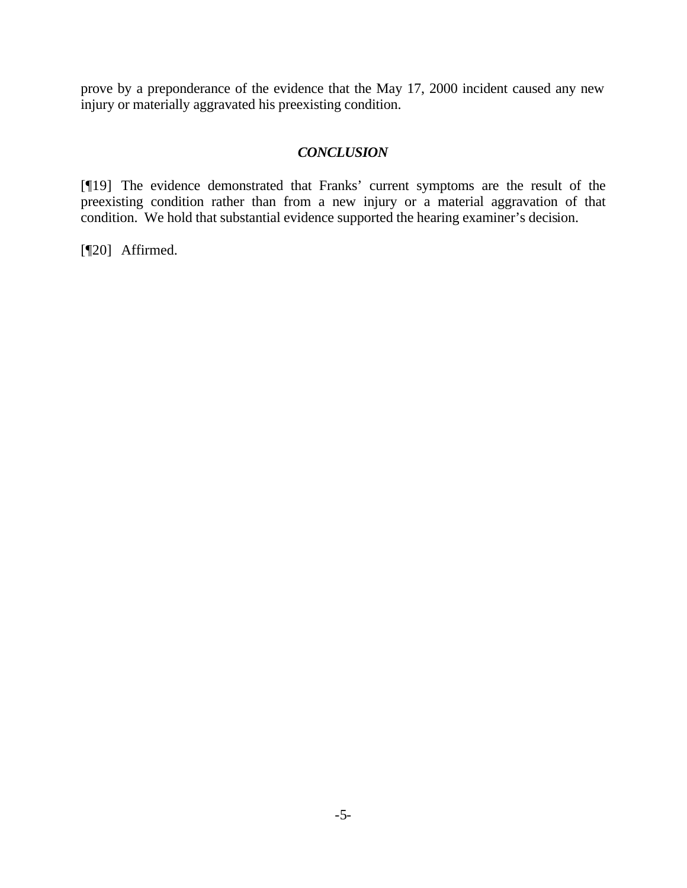prove by a preponderance of the evidence that the May 17, 2000 incident caused any new injury or materially aggravated his preexisting condition.

### ***CONCLUSION***

[¶19] The evidence demonstrated that Franks' current symptoms are the result of the preexisting condition rather than from a new injury or a material aggravation of that condition. We hold that substantial evidence supported the hearing examiner's decision.

[¶20] Affirmed.